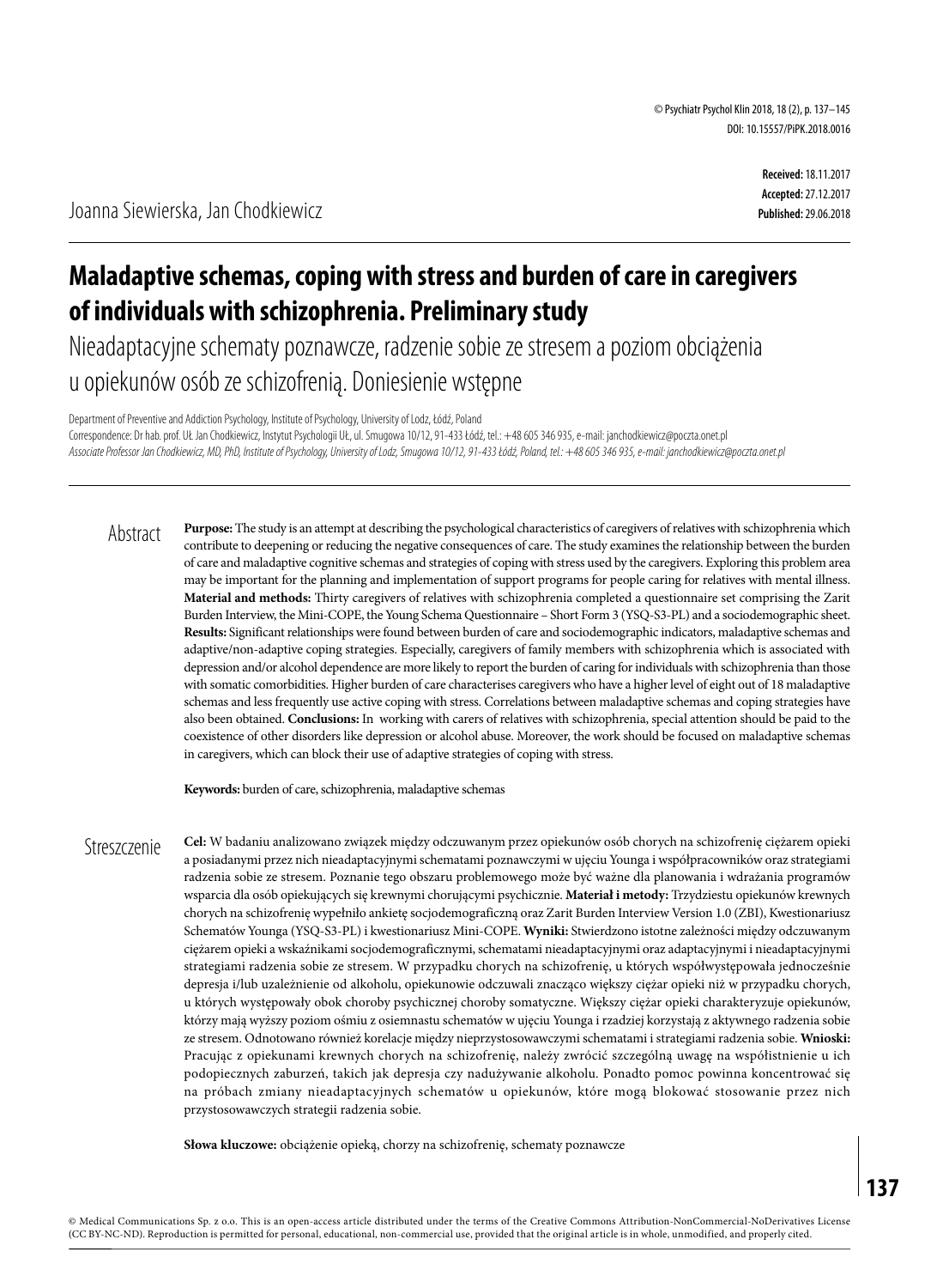© Psychiatr Psychol Klin 2018, 18 (2), p. 137–145
DOI: 10.15557/PiPK.2018.0016

Joanna Siewierska, Jan Chodkiewicz

**Received:** 18.11.2017
**Accepted:** 27.12.2017
**Published:** 29.06.2018

# Maladaptive schemas, coping with stress and burden of care in caregivers of individuals with schizophrenia. Preliminary study

## Nieadaptacyjne schematy poznawcze, radzenie sobie ze stresem a poziom obciążenia u opiekunów osób ze schizofrenią. Doniesienie wstępne

Department of Preventive and Addiction Psychology, Institute of Psychology, University of Lodz, Łódź, Poland
Correspondence: Dr hab. prof. UŁ Jan Chodkiewicz, Instytut Psychologii UŁ, ul. Smugowa 10/12, 91-433 Łódź, tel.: +48 605 346 935, e-mail: janchodkiewicz@poczta.onet.pl
*Associate Professor Jan Chodkiewicz, MD, PhD, Institute of Psychology, University of Lodz, Smugowa 10/12, 91-433 Łódź, Poland, tel.: +48 605 346 935, e-mail: janchodkiewicz@poczta.onet.pl*

## Abstract

**Purpose:** The study is an attempt at describing the psychological characteristics of caregivers of relatives with schizophrenia which contribute to deepening or reducing the negative consequences of care. The study examines the relationship between the burden of care and maladaptive cognitive schemas and strategies of coping with stress used by the caregivers. Exploring this problem area may be important for the planning and implementation of support programs for people caring for relatives with mental illness. **Material and methods:** Thirty caregivers of relatives with schizophrenia completed a questionnaire set comprising the Zarit Burden Interview, the Mini-COPE, the Young Schema Questionnaire – Short Form 3 (YSQ-S3-PL) and a sociodemographic sheet. **Results:** Significant relationships were found between burden of care and sociodemographic indicators, maladaptive schemas and adaptive/non-adaptive coping strategies. Especially, caregivers of family members with schizophrenia which is associated with depression and/or alcohol dependence are more likely to report the burden of caring for individuals with schizophrenia than those with somatic comorbidities. Higher burden of care characterises caregivers who have a higher level of eight out of 18 maladaptive schemas and less frequently use active coping with stress. Correlations between maladaptive schemas and coping strategies have also been obtained. **Conclusions:** In working with carers of relatives with schizophrenia, special attention should be paid to the coexistence of other disorders like depression or alcohol abuse. Moreover, the work should be focused on maladaptive schemas in caregivers, which can block their use of adaptive strategies of coping with stress.

**Keywords:** burden of care, schizophrenia, maladaptive schemas

## Streszczenie

**Cel:** W badaniu analizowano związek między odczuwanym przez opiekunów osób chorych na schizofrenię ciężarem opieki a posiadanymi przez nich nieadaptacyjnymi schematami poznawczymi w ujęciu Younga i współpracowników oraz strategiami radzenia sobie ze stresem. Poznanie tego obszaru problemowego może być ważne dla planowania i wdrażania programów wsparcia dla osób opiekujących się krewnymi chorującymi psychicznie. **Materiał i metody:** Trzydziestu opiekunów krewnych chorych na schizofrenię wypełniło ankietę socjodemograficzną oraz Zarit Burden Interview Version 1.0 (ZBI), Kwestionariusz Schematów Younga (YSQ-S3-PL) i kwestionariusz Mini-COPE. **Wyniki:** Stwierdzono istotne zależności między odczuwanym ciężarem opieki a wskaźnikami socjodemograficznymi, schematami nieadaptacyjnymi oraz adaptacyjnymi i nieadaptacyjnymi strategiami radzenia sobie ze stresem. W przypadku chorych na schizofrenię, u których współwystępowała jednocześnie depresja i/lub uzależnienie od alkoholu, opiekunowie odczuwali znacząco większy ciężar opieki niż w przypadku chorych, u których występowały obok choroby psychicznej choroby somatyczne. Większy ciężar opieki charakteryzuje opiekunów, którzy mają wyższy poziom ośmiu z osiemnastu schematów w ujęciu Younga i rzadziej korzystają z aktywnego radzenia sobie ze stresem. Odnotowano również korelacje między nieprzystosowawczymi schematami i strategiami radzenia sobie. **Wnioski:** Pracując z opiekunami krewnych chorych na schizofrenię, należy zwrócić szczególną uwagę na współistnienie u ich podopiecznych zaburzeń, takich jak depresja czy nadużywanie alkoholu. Ponadto pomoc powinna koncentrować się na próbach zmiany nieadaptacyjnych schematów u opiekunów, które mogą blokować stosowanie przez nich przystosowawczych strategii radzenia sobie.

**Słowa kluczowe:** obciążenie opieką, chorzy na schizofrenię, schematy poznawcze

© Medical Communications Sp. z o.o. This is an open-access article distributed under the terms of the Creative Commons Attribution-NonCommercial-NoDerivatives License (CC BY-NC-ND). Reproduction is permitted for personal, educational, non-commercial use, provided that the original article is in whole, unmodified, and properly cited.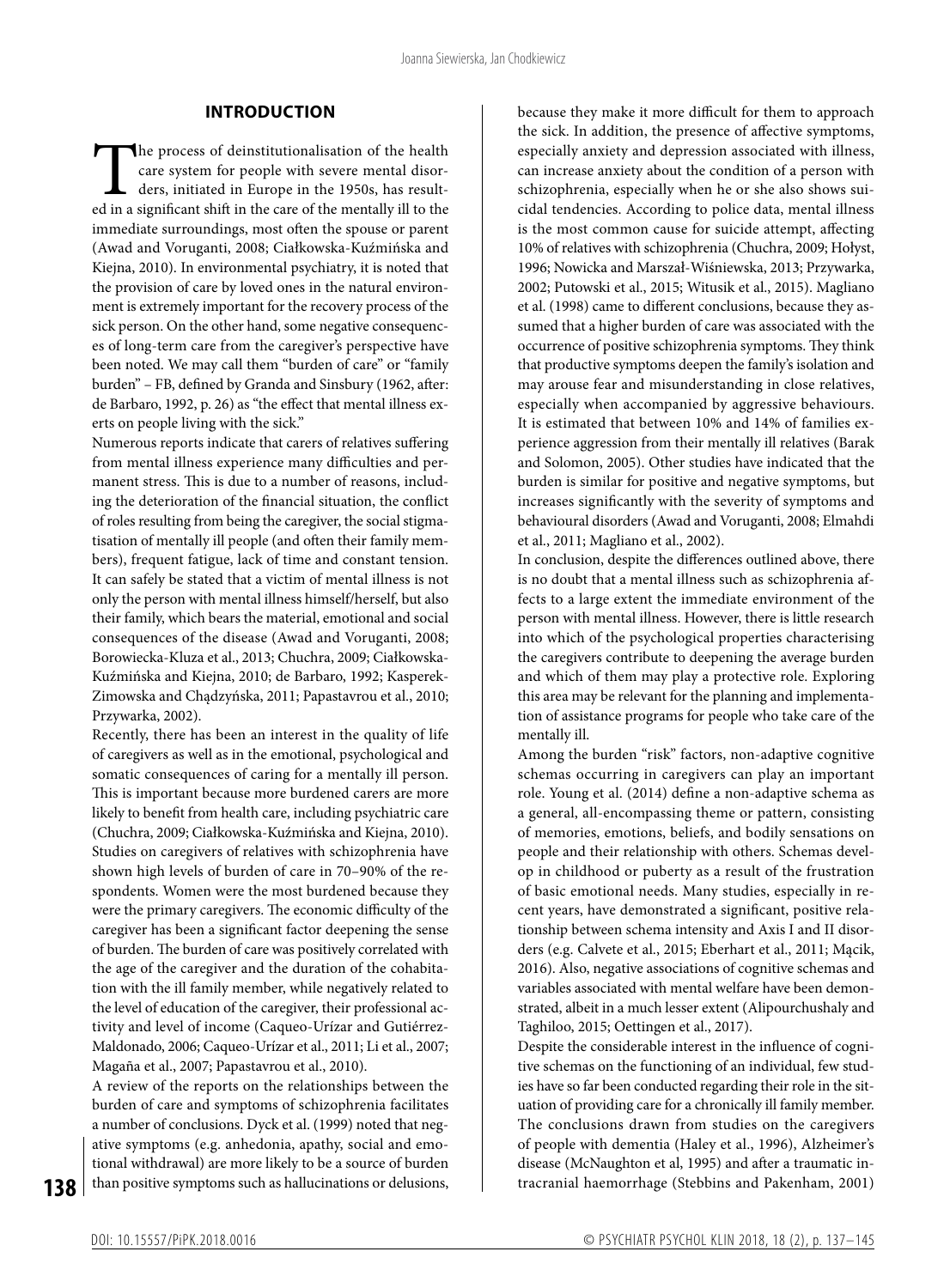## INTRODUCTION

The process of deinstitutionalisation of the health care system for people with severe mental disorders, initiated in Europe in the 1950s, has resulted in a significant shift in the care of the mentally ill to the immediate surroundings, most often the spouse or parent (Awad and Voruganti, 2008; Ciałkowska-Kuźmińska and Kiejna, 2010). In environmental psychiatry, it is noted that the provision of care by loved ones in the natural environment is extremely important for the recovery process of the sick person. On the other hand, some negative consequences of long-term care from the caregiver's perspective have been noted. We may call them "burden of care" or "family burden" – FB, defined by Granda and Sinsbury (1962, after: de Barbaro, 1992, p. 26) as "the effect that mental illness exerts on people living with the sick."

Numerous reports indicate that carers of relatives suffering from mental illness experience many difficulties and permanent stress. This is due to a number of reasons, including the deterioration of the financial situation, the conflict of roles resulting from being the caregiver, the social stigmatisation of mentally ill people (and often their family members), frequent fatigue, lack of time and constant tension. It can safely be stated that a victim of mental illness is not only the person with mental illness himself/herself, but also their family, which bears the material, emotional and social consequences of the disease (Awad and Voruganti, 2008; Borowiecka-Kluza et al., 2013; Chuchra, 2009; Ciałkowska-Kuźmińska and Kiejna, 2010; de Barbaro, 1992; Kasperek-Zimowska and Chądzyńska, 2011; Papastavrou et al., 2010; Przywarka, 2002).

Recently, there has been an interest in the quality of life of caregivers as well as in the emotional, psychological and somatic consequences of caring for a mentally ill person. This is important because more burdened carers are more likely to benefit from health care, including psychiatric care (Chuchra, 2009; Ciałkowska-Kuźmińska and Kiejna, 2010). Studies on caregivers of relatives with schizophrenia have shown high levels of burden of care in 70–90% of the respondents. Women were the most burdened because they were the primary caregivers. The economic difficulty of the caregiver has been a significant factor deepening the sense of burden. The burden of care was positively correlated with the age of the caregiver and the duration of the cohabitation with the ill family member, while negatively related to the level of education of the caregiver, their professional activity and level of income (Caqueo-Urízar and Gutiérrez-Maldonado, 2006; Caqueo-Urízar et al., 2011; Li et al., 2007; Magaña et al., 2007; Papastavrou et al., 2010).

A review of the reports on the relationships between the burden of care and symptoms of schizophrenia facilitates a number of conclusions. Dyck et al. (1999) noted that negative symptoms (e.g. anhedonia, apathy, social and emotional withdrawal) are more likely to be a source of burden than positive symptoms such as hallucinations or delusions, because they make it more difficult for them to approach the sick. In addition, the presence of affective symptoms, especially anxiety and depression associated with illness, can increase anxiety about the condition of a person with schizophrenia, especially when he or she also shows suicidal tendencies. According to police data, mental illness is the most common cause for suicide attempt, affecting 10% of relatives with schizophrenia (Chuchra, 2009; Hołyst, 1996; Nowicka and Marszał-Wiśniewska, 2013; Przywarka, 2002; Putowski et al., 2015; Witusik et al., 2015). Magliano et al. (1998) came to different conclusions, because they assumed that a higher burden of care was associated with the occurrence of positive schizophrenia symptoms. They think that productive symptoms deepen the family's isolation and may arouse fear and misunderstanding in close relatives, especially when accompanied by aggressive behaviours. It is estimated that between 10% and 14% of families experience aggression from their mentally ill relatives (Barak and Solomon, 2005). Other studies have indicated that the burden is similar for positive and negative symptoms, but increases significantly with the severity of symptoms and behavioural disorders (Awad and Voruganti, 2008; Elmahdi et al., 2011; Magliano et al., 2002).

In conclusion, despite the differences outlined above, there is no doubt that a mental illness such as schizophrenia affects to a large extent the immediate environment of the person with mental illness. However, there is little research into which of the psychological properties characterising the caregivers contribute to deepening the average burden and which of them may play a protective role. Exploring this area may be relevant for the planning and implementation of assistance programs for people who take care of the mentally ill.

Among the burden "risk" factors, non-adaptive cognitive schemas occurring in caregivers can play an important role. Young et al. (2014) define a non-adaptive schema as a general, all-encompassing theme or pattern, consisting of memories, emotions, beliefs, and bodily sensations on people and their relationship with others. Schemas develop in childhood or puberty as a result of the frustration of basic emotional needs. Many studies, especially in recent years, have demonstrated a significant, positive relationship between schema intensity and Axis I and II disorders (e.g. Calvete et al., 2015; Eberhart et al., 2011; Mącik, 2016). Also, negative associations of cognitive schemas and variables associated with mental welfare have been demonstrated, albeit in a much lesser extent (Alipourchushaly and Taghiloo, 2015; Oettingen et al., 2017).

Despite the considerable interest in the influence of cognitive schemas on the functioning of an individual, few studies have so far been conducted regarding their role in the situation of providing care for a chronically ill family member. The conclusions drawn from studies on the caregivers of people with dementia (Haley et al., 1996), Alzheimer's disease (McNaughton et al, 1995) and after a traumatic intracranial haemorrhage (Stebbins and Pakenham, 2001)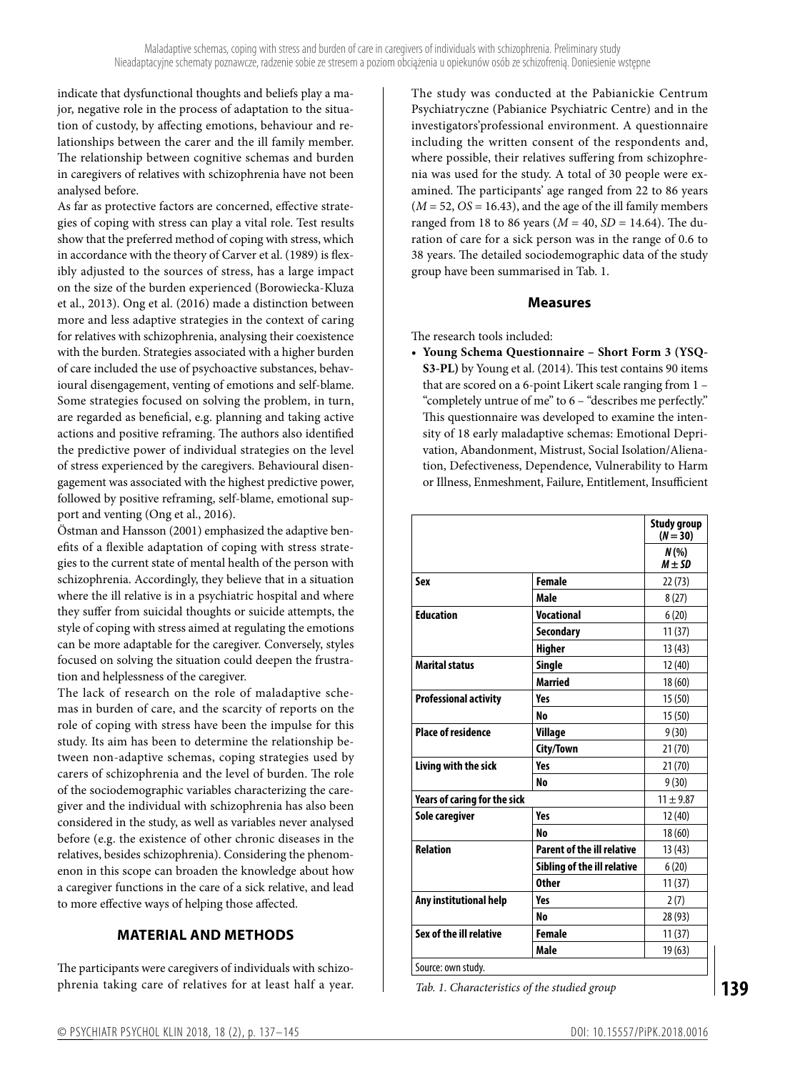indicate that dysfunctional thoughts and beliefs play a major, negative role in the process of adaptation to the situation of custody, by affecting emotions, behaviour and relationships between the carer and the ill family member. The relationship between cognitive schemas and burden in caregivers of relatives with schizophrenia have not been analysed before.

As far as protective factors are concerned, effective strategies of coping with stress can play a vital role. Test results show that the preferred method of coping with stress, which in accordance with the theory of Carver et al. (1989) is flexibly adjusted to the sources of stress, has a large impact on the size of the burden experienced (Borowiecka-Kluza et al., 2013). Ong et al. (2016) made a distinction between more and less adaptive strategies in the context of caring for relatives with schizophrenia, analysing their coexistence with the burden. Strategies associated with a higher burden of care included the use of psychoactive substances, behavioural disengagement, venting of emotions and self-blame. Some strategies focused on solving the problem, in turn, are regarded as beneficial, e.g. planning and taking active actions and positive reframing. The authors also identified the predictive power of individual strategies on the level of stress experienced by the caregivers. Behavioural disengagement was associated with the highest predictive power, followed by positive reframing, self-blame, emotional support and venting (Ong et al., 2016).

Östman and Hansson (2001) emphasized the adaptive benefits of a flexible adaptation of coping with stress strategies to the current state of mental health of the person with schizophrenia. Accordingly, they believe that in a situation where the ill relative is in a psychiatric hospital and where they suffer from suicidal thoughts or suicide attempts, the style of coping with stress aimed at regulating the emotions can be more adaptable for the caregiver. Conversely, styles focused on solving the situation could deepen the frustration and helplessness of the caregiver.

The lack of research on the role of maladaptive schemas in burden of care, and the scarcity of reports on the role of coping with stress have been the impulse for this study. Its aim has been to determine the relationship between non-adaptive schemas, coping strategies used by carers of schizophrenia and the level of burden. The role of the sociodemographic variables characterizing the caregiver and the individual with schizophrenia has also been considered in the study, as well as variables never analysed before (e.g. the existence of other chronic diseases in the relatives, besides schizophrenia). Considering the phenomenon in this scope can broaden the knowledge about how a caregiver functions in the care of a sick relative, and lead to more effective ways of helping those affected.

## MATERIAL AND METHODS

The participants were caregivers of individuals with schizophrenia taking care of relatives for at least half a year. The study was conducted at the Pabianickie Centrum Psychiatryczne (Pabianice Psychiatric Centre) and in the investigators'professional environment. A questionnaire including the written consent of the respondents and, where possible, their relatives suffering from schizophrenia was used for the study. A total of 30 people were examined. The participants' age ranged from 22 to 86 years ($M = 52$, $OS = 16.43$), and the age of the ill family members ranged from 18 to 86 years ($M = 40$, $SD = 14.64$). The duration of care for a sick person was in the range of 0.6 to 38 years. The detailed sociodemographic data of the study group have been summarised in Tab. 1.

### Measures

The research tools included:

- **Young Schema Questionnaire – Short Form 3 (YSQ-S3-PL)** by Young et al. (2014). This test contains 90 items that are scored on a 6-point Likert scale ranging from 1 – "completely untrue of me" to 6 – "describes me perfectly." This questionnaire was developed to examine the intensity of 18 early maladaptive schemas: Emotional Deprivation, Abandonment, Mistrust, Social Isolation/Alienation, Defectiveness, Dependence, Vulnerability to Harm or Illness, Enmeshment, Failure, Entitlement, Insufficient

| | | Study group ($N = 30$) |
|---|---|---|
| | | $N$ (%) $M \pm SD$ |
| **Sex** | **Female** | 22 (73) |
| | **Male** | 8 (27) |
| **Education** | **Vocational** | 6 (20) |
| | **Secondary** | 11 (37) |
| | **Higher** | 13 (43) |
| **Marital status** | **Single** | 12 (40) |
| | **Married** | 18 (60) |
| **Professional activity** | **Yes** | 15 (50) |
| | **No** | 15 (50) |
| **Place of residence** | **Village** | 9 (30) |
| | **City/Town** | 21 (70) |
| **Living with the sick** | **Yes** | 21 (70) |
| | **No** | 9 (30) |
| **Years of caring for the sick** | | $11 \pm 9.87$ |
| **Sole caregiver** | **Yes** | 12 (40) |
| | **No** | 18 (60) |
| **Relation** | **Parent of the ill relative** | 13 (43) |
| | **Sibling of the ill relative** | 6 (20) |
| | **Other** | 11 (37) |
| **Any institutional help** | **Yes** | 2 (7) |
| | **No** | 28 (93) |
| **Sex of the ill relative** | **Female** | 11 (37) |
| | **Male** | 19 (63) |

Source: own study.

*Tab. 1. Characteristics of the studied group*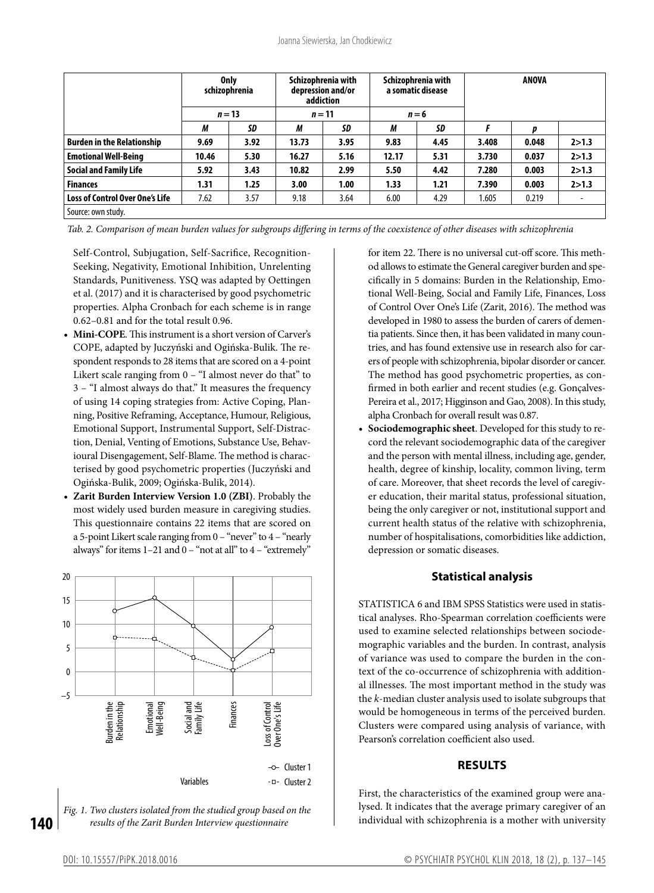| | Only schizophrenia | | Schizophrenia with depression and/or addiction | | Schizophrenia with a somatic disease | | ANOVA | | |
|---|---|---|---|---|---|---|---|---|---|
| | $n = 13$ | | $n = 11$ | | $n = 6$ | | | | |
| | *M* | *SD* | *M* | *SD* | *M* | *SD* | *F* | *p* | |
| **Burden in the Relationship** | **9.69** | **3.92** | **13.73** | **3.95** | **9.83** | **4.45** | **3.408** | **0.048** | **2>1.3** |
| **Emotional Well-Being** | **10.46** | **5.30** | **16.27** | **5.16** | **12.17** | **5.31** | **3.730** | **0.037** | **2>1.3** |
| **Social and Family Life** | **5.92** | **3.43** | **10.82** | **2.99** | **5.50** | **4.42** | **7.280** | **0.003** | **2>1.3** |
| **Finances** | **1.31** | **1.25** | **3.00** | **1.00** | **1.33** | **1.21** | **7.390** | **0.003** | **2>1.3** |
| **Loss of Control Over One's Life** | 7.62 | 3.57 | 9.18 | 3.64 | 6.00 | 4.29 | 1.605 | 0.219 | - |

Source: own study.

*Tab. 2. Comparison of mean burden values for subgroups differing in terms of the coexistence of other diseases with schizophrenia*

Self-Control, Subjugation, Self-Sacrifice, Recognition-Seeking, Negativity, Emotional Inhibition, Unrelenting Standards, Punitiveness. YSQ was adapted by Oettingen et al. (2017) and it is characterised by good psychometric properties. Alpha Cronbach for each scheme is in range 0.62–0.81 and for the total result 0.96.

- **Mini-COPE**. This instrument is a short version of Carver's COPE, adapted by Juczyński and Ogińska-Bulik. The respondent responds to 28 items that are scored on a 4-point Likert scale ranging from 0 – "I almost never do that" to 3 – "I almost always do that." It measures the frequency of using 14 coping strategies from: Active Coping, Planning, Positive Reframing, Acceptance, Humour, Religious, Emotional Support, Instrumental Support, Self-Distraction, Denial, Venting of Emotions, Substance Use, Behavioural Disengagement, Self-Blame. The method is characterised by good psychometric properties (Juczyński and Ogińska-Bulik, 2009; Ogińska-Bulik, 2014).
- **Zarit Burden Interview Version 1.0 (ZBI)**. Probably the most widely used burden measure in caregiving studies. This questionnaire contains 22 items that are scored on a 5-point Likert scale ranging from 0 – "never" to 4 – "nearly always" for items 1–21 and 0 – "not at all" to 4 – "extremely" for item 22. There is no universal cut-off score. This method allows to estimate the General caregiver burden and specifically in 5 domains: Burden in the Relationship, Emotional Well-Being, Social and Family Life, Finances, Loss of Control Over One's Life (Zarit, 2016). The method was developed in 1980 to assess the burden of carers of dementia patients. Since then, it has been validated in many countries, and has found extensive use in research also for carers of people with schizophrenia, bipolar disorder or cancer. The method has good psychometric properties, as confirmed in both earlier and recent studies (e.g. Gonçalves-Pereira et al., 2017; Higginson and Gao, 2008). In this study, alpha Cronbach for overall result was 0.87.
- **Sociodemographic sheet**. Developed for this study to record the relevant sociodemographic data of the caregiver and the person with mental illness, including age, gender, health, degree of kinship, locality, common living, term of care. Moreover, that sheet records the level of caregiver education, their marital status, professional situation, being the only caregiver or not, institutional support and current health status of the relative with schizophrenia, number of hospitalisations, comorbidities like addiction, depression or somatic diseases.

*Fig. 1. Two clusters isolated from the studied group based on the results of the Zarit Burden Interview questionnaire*

## Statistical analysis

STATISTICA 6 and IBM SPSS Statistics were used in statistical analyses. Rho-Spearman correlation coefficients were used to examine selected relationships between sociodemographic variables and the burden. In contrast, analysis of variance was used to compare the burden in the context of the co-occurrence of schizophrenia with additional illnesses. The most important method in the study was the *k*-median cluster analysis used to isolate subgroups that would be homogeneous in terms of the perceived burden. Clusters were compared using analysis of variance, with Pearson's correlation coefficient also used.

## RESULTS

First, the characteristics of the examined group were analysed. It indicates that the average primary caregiver of an individual with schizophrenia is a mother with university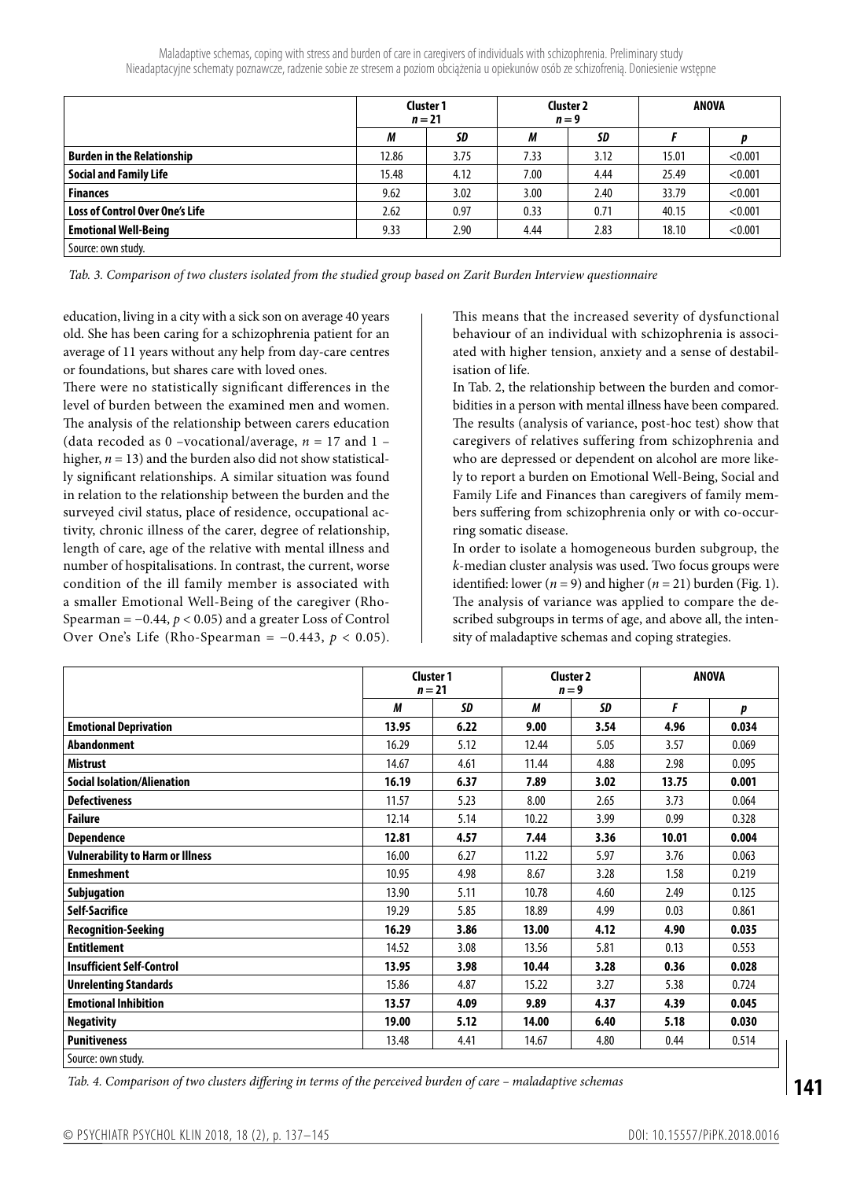| | Cluster 1 $n = 21$ | | Cluster 2 $n = 9$ | | ANOVA | |
|---|---|---|---|---|---|---|
| | *M* | *SD* | *M* | *SD* | *F* | *p* |
| **Burden in the Relationship** | 12.86 | 3.75 | 7.33 | 3.12 | 15.01 | <0.001 |
| **Social and Family Life** | 15.48 | 4.12 | 7.00 | 4.44 | 25.49 | <0.001 |
| **Finances** | 9.62 | 3.02 | 3.00 | 2.40 | 33.79 | <0.001 |
| **Loss of Control Over One's Life** | 2.62 | 0.97 | 0.33 | 0.71 | 40.15 | <0.001 |
| **Emotional Well-Being** | 9.33 | 2.90 | 4.44 | 2.83 | 18.10 | <0.001 |

Source: own study.

*Tab. 3. Comparison of two clusters isolated from the studied group based on Zarit Burden Interview questionnaire*

education, living in a city with a sick son on average 40 years old. She has been caring for a schizophrenia patient for an average of 11 years without any help from day-care centres or foundations, but shares care with loved ones.

There were no statistically significant differences in the level of burden between the examined men and women. The analysis of the relationship between carers education (data recoded as 0 –vocational/average, $n = 17$ and 1 – higher, $n = 13$) and the burden also did not show statistically significant relationships. A similar situation was found in relation to the relationship between the burden and the surveyed civil status, place of residence, occupational activity, chronic illness of the carer, degree of relationship, length of care, age of the relative with mental illness and number of hospitalisations. In contrast, the current, worse condition of the ill family member is associated with a smaller Emotional Well-Being of the caregiver (Rho-Spearman = −0.44, $p < 0.05$) and a greater Loss of Control Over One's Life (Rho-Spearman = −0.443, $p < 0.05$). This means that the increased severity of dysfunctional behaviour of an individual with schizophrenia is associated with higher tension, anxiety and a sense of destabilisation of life.

In Tab. 2, the relationship between the burden and comorbidities in a person with mental illness have been compared. The results (analysis of variance, post-hoc test) show that caregivers of relatives suffering from schizophrenia and who are depressed or dependent on alcohol are more likely to report a burden on Emotional Well-Being, Social and Family Life and Finances than caregivers of family members suffering from schizophrenia only or with co-occurring somatic disease.

In order to isolate a homogeneous burden subgroup, the *k*-median cluster analysis was used. Two focus groups were identified: lower ($n = 9$) and higher ($n = 21$) burden (Fig. 1). The analysis of variance was applied to compare the described subgroups in terms of age, and above all, the intensity of maladaptive schemas and coping strategies.

| | Cluster 1 $n = 21$ | | Cluster 2 $n = 9$ | | ANOVA | |
|---|---|---|---|---|---|---|
| | *M* | *SD* | *M* | *SD* | *F* | *p* |
| **Emotional Deprivation** | **13.95** | **6.22** | **9.00** | **3.54** | **4.96** | **0.034** |
| **Abandonment** | 16.29 | 5.12 | 12.44 | 5.05 | 3.57 | 0.069 |
| **Mistrust** | 14.67 | 4.61 | 11.44 | 4.88 | 2.98 | 0.095 |
| **Social Isolation/Alienation** | **16.19** | **6.37** | **7.89** | **3.02** | **13.75** | **0.001** |
| **Defectiveness** | 11.57 | 5.23 | 8.00 | 2.65 | 3.73 | 0.064 |
| **Failure** | 12.14 | 5.14 | 10.22 | 3.99 | 0.99 | 0.328 |
| **Dependence** | **12.81** | **4.57** | **7.44** | **3.36** | **10.01** | **0.004** |
| **Vulnerability to Harm or Illness** | 16.00 | 6.27 | 11.22 | 5.97 | 3.76 | 0.063 |
| **Enmeshment** | 10.95 | 4.98 | 8.67 | 3.28 | 1.58 | 0.219 |
| **Subjugation** | 13.90 | 5.11 | 10.78 | 4.60 | 2.49 | 0.125 |
| **Self-Sacrifice** | 19.29 | 5.85 | 18.89 | 4.99 | 0.03 | 0.861 |
| **Recognition-Seeking** | **16.29** | **3.86** | **13.00** | **4.12** | **4.90** | **0.035** |
| **Entitlement** | 14.52 | 3.08 | 13.56 | 5.81 | 0.13 | 0.553 |
| **Insufficient Self-Control** | **13.95** | **3.98** | **10.44** | **3.28** | **0.36** | **0.028** |
| **Unrelenting Standards** | 15.86 | 4.87 | 15.22 | 3.27 | 5.38 | 0.724 |
| **Emotional Inhibition** | **13.57** | **4.09** | **9.89** | **4.37** | **4.39** | **0.045** |
| **Negativity** | **19.00** | **5.12** | **14.00** | **6.40** | **5.18** | **0.030** |
| **Punitiveness** | 13.48 | 4.41 | 14.67 | 4.80 | 0.44 | 0.514 |

Source: own study.

*Tab. 4. Comparison of two clusters differing in terms of the perceived burden of care – maladaptive schemas*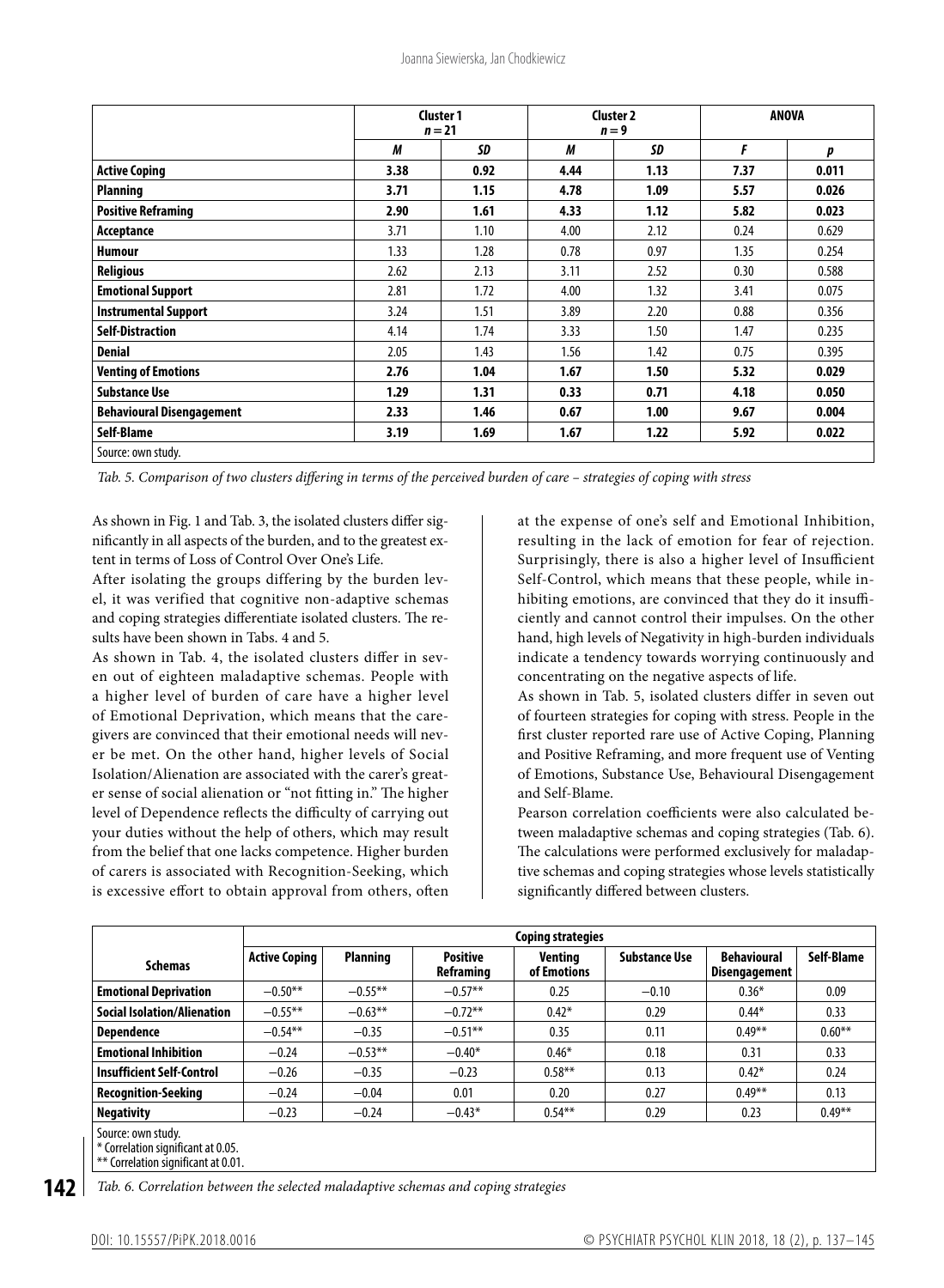| | Cluster 1 $n = 21$ | | Cluster 2 $n = 9$ | | ANOVA | |
|---|---|---|---|---|---|---|
| | *M* | *SD* | *M* | *SD* | *F* | *p* |
| **Active Coping** | **3.38** | **0.92** | **4.44** | **1.13** | **7.37** | **0.011** |
| **Planning** | **3.71** | **1.15** | **4.78** | **1.09** | **5.57** | **0.026** |
| **Positive Reframing** | **2.90** | **1.61** | **4.33** | **1.12** | **5.82** | **0.023** |
| **Acceptance** | 3.71 | 1.10 | 4.00 | 2.12 | 0.24 | 0.629 |
| **Humour** | 1.33 | 1.28 | 0.78 | 0.97 | 1.35 | 0.254 |
| **Religious** | 2.62 | 2.13 | 3.11 | 2.52 | 0.30 | 0.588 |
| **Emotional Support** | 2.81 | 1.72 | 4.00 | 1.32 | 3.41 | 0.075 |
| **Instrumental Support** | 3.24 | 1.51 | 3.89 | 2.20 | 0.88 | 0.356 |
| **Self-Distraction** | 4.14 | 1.74 | 3.33 | 1.50 | 1.47 | 0.235 |
| **Denial** | 2.05 | 1.43 | 1.56 | 1.42 | 0.75 | 0.395 |
| **Venting of Emotions** | **2.76** | **1.04** | **1.67** | **1.50** | **5.32** | **0.029** |
| **Substance Use** | **1.29** | **1.31** | **0.33** | **0.71** | **4.18** | **0.050** |
| **Behavioural Disengagement** | **2.33** | **1.46** | **0.67** | **1.00** | **9.67** | **0.004** |
| **Self-Blame** | **3.19** | **1.69** | **1.67** | **1.22** | **5.92** | **0.022** |

Source: own study.

*Tab. 5. Comparison of two clusters differing in terms of the perceived burden of care – strategies of coping with stress*

As shown in Fig. 1 and Tab. 3, the isolated clusters differ significantly in all aspects of the burden, and to the greatest extent in terms of Loss of Control Over One's Life.

After isolating the groups differing by the burden level, it was verified that cognitive non-adaptive schemas and coping strategies differentiate isolated clusters. The results have been shown in Tabs. 4 and 5.

As shown in Tab. 4, the isolated clusters differ in seven out of eighteen maladaptive schemas. People with a higher level of burden of care have a higher level of Emotional Deprivation, which means that the caregivers are convinced that their emotional needs will never be met. On the other hand, higher levels of Social Isolation/Alienation are associated with the carer's greater sense of social alienation or "not fitting in." The higher level of Dependence reflects the difficulty of carrying out your duties without the help of others, which may result from the belief that one lacks competence. Higher burden of carers is associated with Recognition-Seeking, which is excessive effort to obtain approval from others, often at the expense of one's self and Emotional Inhibition, resulting in the lack of emotion for fear of rejection. Surprisingly, there is also a higher level of Insufficient Self-Control, which means that these people, while inhibiting emotions, are convinced that they do it insufficiently and cannot control their impulses. On the other hand, high levels of Negativity in high-burden individuals indicate a tendency towards worrying continuously and concentrating on the negative aspects of life.

As shown in Tab. 5, isolated clusters differ in seven out of fourteen strategies for coping with stress. People in the first cluster reported rare use of Active Coping, Planning and Positive Reframing, and more frequent use of Venting of Emotions, Substance Use, Behavioural Disengagement and Self-Blame.

Pearson correlation coefficients were also calculated between maladaptive schemas and coping strategies (Tab. 6). The calculations were performed exclusively for maladaptive schemas and coping strategies whose levels statistically significantly differed between clusters.

| | Coping strategies | | | | | | |
|---|---|---|---|---|---|---|---|
| **Schemas** | **Active Coping** | **Planning** | **Positive Reframing** | **Venting of Emotions** | **Substance Use** | **Behavioural Disengagement** | **Self-Blame** |
| **Emotional Deprivation** | −0.50** | −0.55** | −0.57** | 0.25 | −0.10 | 0.36* | 0.09 |
| **Social Isolation/Alienation** | −0.55** | −0.63** | −0.72** | 0.42* | 0.29 | 0.44* | 0.33 |
| **Dependence** | −0.54** | −0.35 | −0.51** | 0.35 | 0.11 | 0.49** | 0.60** |
| **Emotional Inhibition** | −0.24 | −0.53** | −0.40* | 0.46* | 0.18 | 0.31 | 0.33 |
| **Insufficient Self-Control** | −0.26 | −0.35 | −0.23 | 0.58** | 0.13 | 0.42* | 0.24 |
| **Recognition-Seeking** | −0.24 | −0.04 | 0.01 | 0.20 | 0.27 | 0.49** | 0.13 |
| **Negativity** | −0.23 | −0.24 | −0.43* | 0.54** | 0.29 | 0.23 | 0.49** |

Source: own study.
* Correlation significant at 0.05.
** Correlation significant at 0.01.

*Tab. 6. Correlation between the selected maladaptive schemas and coping strategies*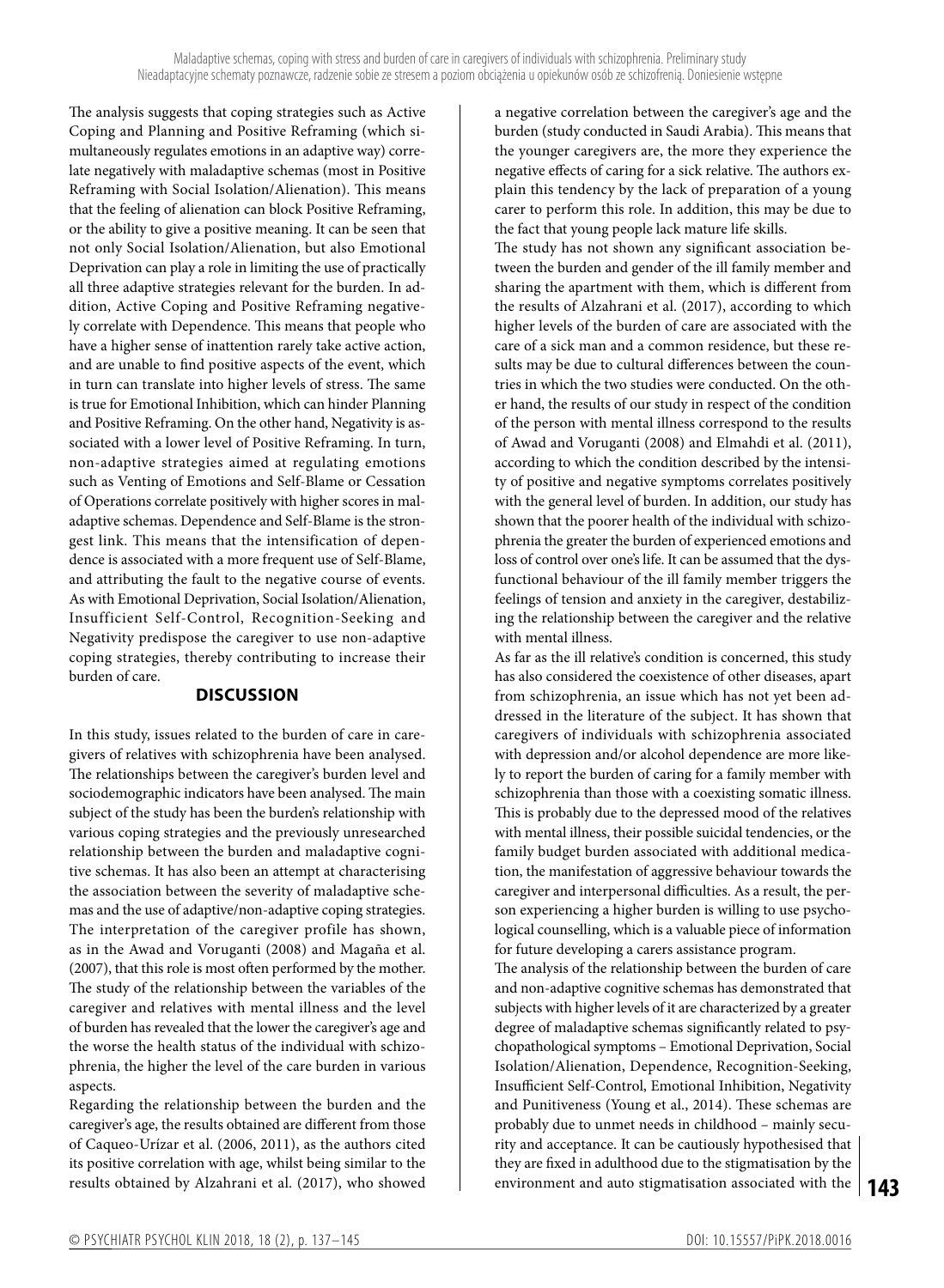The analysis suggests that coping strategies such as Active Coping and Planning and Positive Reframing (which simultaneously regulates emotions in an adaptive way) correlate negatively with maladaptive schemas (most in Positive Reframing with Social Isolation/Alienation). This means that the feeling of alienation can block Positive Reframing, or the ability to give a positive meaning. It can be seen that not only Social Isolation/Alienation, but also Emotional Deprivation can play a role in limiting the use of practically all three adaptive strategies relevant for the burden. In addition, Active Coping and Positive Reframing negatively correlate with Dependence. This means that people who have a higher sense of inattention rarely take active action, and are unable to find positive aspects of the event, which in turn can translate into higher levels of stress. The same is true for Emotional Inhibition, which can hinder Planning and Positive Reframing. On the other hand, Negativity is associated with a lower level of Positive Reframing. In turn, non-adaptive strategies aimed at regulating emotions such as Venting of Emotions and Self-Blame or Cessation of Operations correlate positively with higher scores in maladaptive schemas. Dependence and Self-Blame is the strongest link. This means that the intensification of dependence is associated with a more frequent use of Self-Blame, and attributing the fault to the negative course of events. As with Emotional Deprivation, Social Isolation/Alienation, Insufficient Self-Control, Recognition-Seeking and Negativity predispose the caregiver to use non-adaptive coping strategies, thereby contributing to increase their burden of care.

## DISCUSSION

In this study, issues related to the burden of care in caregivers of relatives with schizophrenia have been analysed. The relationships between the caregiver's burden level and sociodemographic indicators have been analysed. The main subject of the study has been the burden's relationship with various coping strategies and the previously unresearched relationship between the burden and maladaptive cognitive schemas. It has also been an attempt at characterising the association between the severity of maladaptive schemas and the use of adaptive/non-adaptive coping strategies. The interpretation of the caregiver profile has shown, as in the Awad and Voruganti (2008) and Magaña et al. (2007), that this role is most often performed by the mother. The study of the relationship between the variables of the caregiver and relatives with mental illness and the level of burden has revealed that the lower the caregiver's age and the worse the health status of the individual with schizophrenia, the higher the level of the care burden in various aspects.

Regarding the relationship between the burden and the caregiver's age, the results obtained are different from those of Caqueo-Urízar et al. (2006, 2011), as the authors cited its positive correlation with age, whilst being similar to the results obtained by Alzahrani et al. (2017), who showed a negative correlation between the caregiver's age and the burden (study conducted in Saudi Arabia). This means that the younger caregivers are, the more they experience the negative effects of caring for a sick relative. The authors explain this tendency by the lack of preparation of a young carer to perform this role. In addition, this may be due to the fact that young people lack mature life skills.

The study has not shown any significant association between the burden and gender of the ill family member and sharing the apartment with them, which is different from the results of Alzahrani et al. (2017), according to which higher levels of the burden of care are associated with the care of a sick man and a common residence, but these results may be due to cultural differences between the countries in which the two studies were conducted. On the other hand, the results of our study in respect of the condition of the person with mental illness correspond to the results of Awad and Voruganti (2008) and Elmahdi et al. (2011), according to which the condition described by the intensity of positive and negative symptoms correlates positively with the general level of burden. In addition, our study has shown that the poorer health of the individual with schizophrenia the greater the burden of experienced emotions and loss of control over one's life. It can be assumed that the dysfunctional behaviour of the ill family member triggers the feelings of tension and anxiety in the caregiver, destabilizing the relationship between the caregiver and the relative with mental illness.

As far as the ill relative's condition is concerned, this study has also considered the coexistence of other diseases, apart from schizophrenia, an issue which has not yet been addressed in the literature of the subject. It has shown that caregivers of individuals with schizophrenia associated with depression and/or alcohol dependence are more likely to report the burden of caring for a family member with schizophrenia than those with a coexisting somatic illness. This is probably due to the depressed mood of the relatives with mental illness, their possible suicidal tendencies, or the family budget burden associated with additional medication, the manifestation of aggressive behaviour towards the caregiver and interpersonal difficulties. As a result, the person experiencing a higher burden is willing to use psychological counselling, which is a valuable piece of information for future developing a carers assistance program.

The analysis of the relationship between the burden of care and non-adaptive cognitive schemas has demonstrated that subjects with higher levels of it are characterized by a greater degree of maladaptive schemas significantly related to psychopathological symptoms – Emotional Deprivation, Social Isolation/Alienation, Dependence, Recognition-Seeking, Insufficient Self-Control, Emotional Inhibition, Negativity and Punitiveness (Young et al., 2014). These schemas are probably due to unmet needs in childhood – mainly security and acceptance. It can be cautiously hypothesised that they are fixed in adulthood due to the stigmatisation by the environment and auto stigmatisation associated with the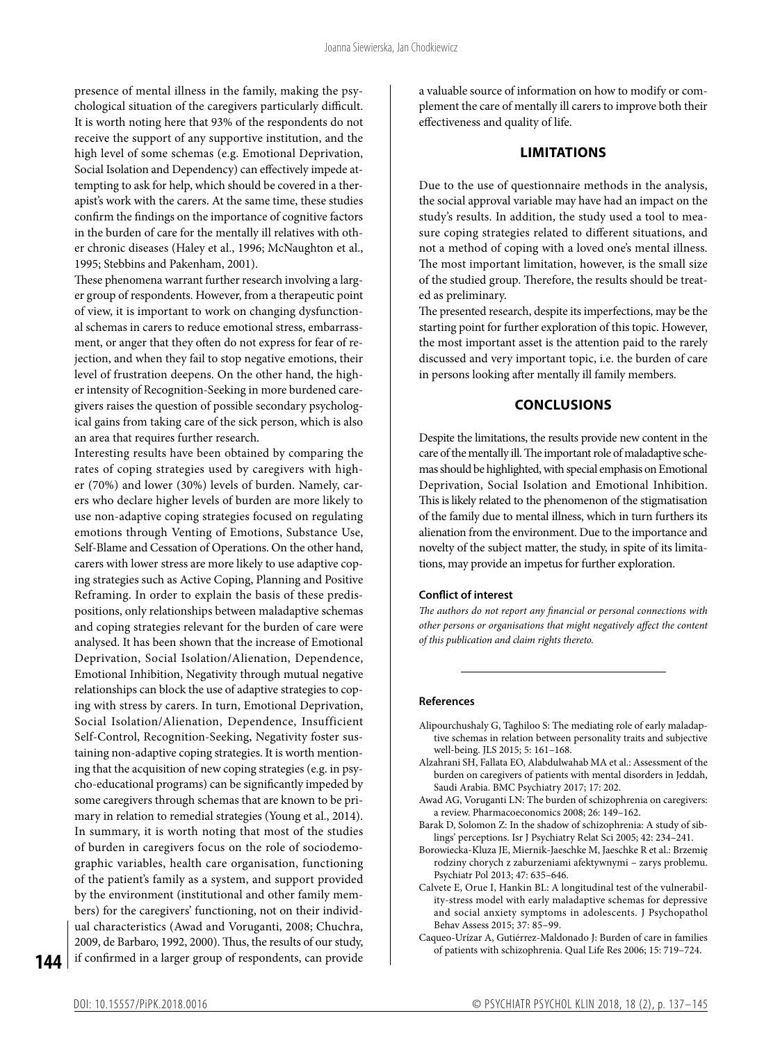presence of mental illness in the family, making the psychological situation of the caregivers particularly difficult. It is worth noting here that 93% of the respondents do not receive the support of any supportive institution, and the high level of some schemas (e.g. Emotional Deprivation, Social Isolation and Dependency) can effectively impede attempting to ask for help, which should be covered in a therapist's work with the carers. At the same time, these studies confirm the findings on the importance of cognitive factors in the burden of care for the mentally ill relatives with other chronic diseases (Haley et al., 1996; McNaughton et al., 1995; Stebbins and Pakenham, 2001).

These phenomena warrant further research involving a larger group of respondents. However, from a therapeutic point of view, it is important to work on changing dysfunctional schemas in carers to reduce emotional stress, embarrassment, or anger that they often do not express for fear of rejection, and when they fail to stop negative emotions, their level of frustration deepens. On the other hand, the higher intensity of Recognition-Seeking in more burdened caregivers raises the question of possible secondary psychological gains from taking care of the sick person, which is also an area that requires further research.

Interesting results have been obtained by comparing the rates of coping strategies used by caregivers with higher (70%) and lower (30%) levels of burden. Namely, carers who declare higher levels of burden are more likely to use non-adaptive coping strategies focused on regulating emotions through Venting of Emotions, Substance Use, Self-Blame and Cessation of Operations. On the other hand, carers with lower stress are more likely to use adaptive coping strategies such as Active Coping, Planning and Positive Reframing. In order to explain the basis of these predispositions, only relationships between maladaptive schemas and coping strategies relevant for the burden of care were analysed. It has been shown that the increase of Emotional Deprivation, Social Isolation/Alienation, Dependence, Emotional Inhibition, Negativity through mutual negative relationships can block the use of adaptive strategies to coping with stress by carers. In turn, Emotional Deprivation, Social Isolation/Alienation, Dependence, Insufficient Self-Control, Recognition-Seeking, Negativity foster sustaining non-adaptive coping strategies. It is worth mentioning that the acquisition of new coping strategies (e.g. in psycho-educational programs) can be significantly impeded by some caregivers through schemas that are known to be primary in relation to remedial strategies (Young et al., 2014). In summary, it is worth noting that most of the studies of burden in caregivers focus on the role of sociodemographic variables, health care organisation, functioning of the patient's family as a system, and support provided by the environment (institutional and other family members) for the caregivers' functioning, not on their individual characteristics (Awad and Voruganti, 2008; Chuchra, 2009, de Barbaro, 1992, 2000). Thus, the results of our study, if confirmed in a larger group of respondents, can provide a valuable source of information on how to modify or complement the care of mentally ill carers to improve both their effectiveness and quality of life.

## LIMITATIONS

Due to the use of questionnaire methods in the analysis, the social approval variable may have had an impact on the study's results. In addition, the study used a tool to measure coping strategies related to different situations, and not a method of coping with a loved one's mental illness. The most important limitation, however, is the small size of the studied group. Therefore, the results should be treated as preliminary.

The presented research, despite its imperfections, may be the starting point for further exploration of this topic. However, the most important asset is the attention paid to the rarely discussed and very important topic, i.e. the burden of care in persons looking after mentally ill family members.

## CONCLUSIONS

Despite the limitations, the results provide new content in the care of the mentally ill. The important role of maladaptive schemas should be highlighted, with special emphasis on Emotional Deprivation, Social Isolation and Emotional Inhibition. This is likely related to the phenomenon of the stigmatisation of the family due to mental illness, which in turn furthers its alienation from the environment. Due to the importance and novelty of the subject matter, the study, in spite of its limitations, may provide an impetus for further exploration.

#### Conflict of interest

*The authors do not report any financial or personal connections with other persons or organisations that might negatively affect the content of this publication and claim rights thereto.*

#### References

- Alipourchushaly G, Taghiloo S: The mediating role of early maladaptive schemas in relation between personality traits and subjective well-being. JLS 2015; 5: 161–168.
- Alzahrani SH, Fallata EO, Alabdulwahab MA et al.: Assessment of the burden on caregivers of patients with mental disorders in Jeddah, Saudi Arabia. BMC Psychiatry 2017; 17: 202.
- Awad AG, Voruganti LN: The burden of schizophrenia on caregivers: a review. Pharmacoeconomics 2008; 26: 149–162.
- Barak D, Solomon Z: In the shadow of schizophrenia: A study of siblings' perceptions. Isr J Psychiatry Relat Sci 2005; 42: 234–241.
- Borowiecka-Kluza JE, Miernik-Jaeschke M, Jaeschke R et al.: Brzemię rodziny chorych z zaburzeniami afektywnymi – zarys problemu. Psychiatr Pol 2013; 47: 635–646.
- Calvete E, Orue I, Hankin BL: A longitudinal test of the vulnerability-stress model with early maladaptive schemas for depressive and social anxiety symptoms in adolescents. J Psychopathol Behav Assess 2015; 37: 85–99.
- Caqueo-Urízar A, Gutiérrez-Maldonado J: Burden of care in families of patients with schizophrenia. Qual Life Res 2006; 15: 719–724.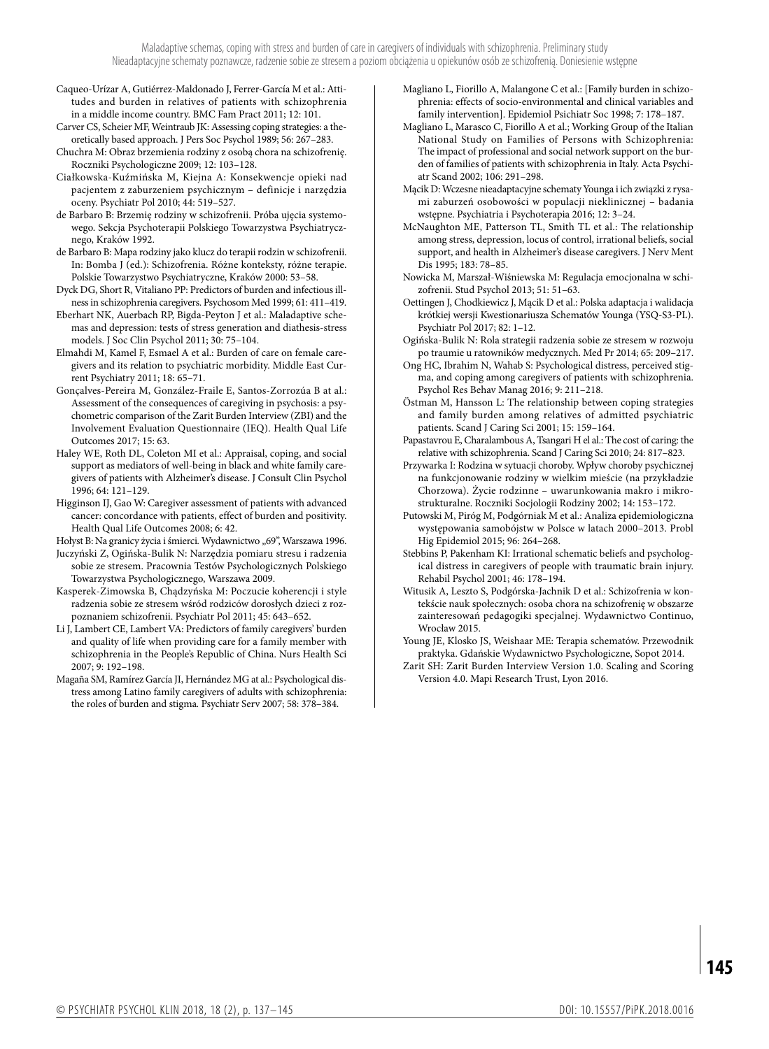Caqueo-Urízar A, Gutiérrez-Maldonado J, Ferrer-García M et al.: Attitudes and burden in relatives of patients with schizophrenia in a middle income country. BMC Fam Pract 2011; 12: 101.

Carver CS, Scheier MF, Weintraub JK: Assessing coping strategies: a theoretically based approach. J Pers Soc Psychol 1989; 56: 267–283.

Chuchra M: Obraz brzemienia rodziny z osobą chora na schizofrenię. Roczniki Psychologiczne 2009; 12: 103–128.

Ciałkowska-Kuźmińska M, Kiejna A: Konsekwencje opieki nad pacjentem z zaburzeniem psychicznym – definicje i narzędzia oceny. Psychiatr Pol 2010; 44: 519–527.

de Barbaro B: Brzemię rodziny w schizofrenii. Próba ujęcia systemowego. Sekcja Psychoterapii Polskiego Towarzystwa Psychiatrycznego, Kraków 1992.

de Barbaro B: Mapa rodziny jako klucz do terapii rodzin w schizofrenii. In: Bomba J (ed.): Schizofrenia. Różne konteksty, różne terapie. Polskie Towarzystwo Psychiatryczne, Kraków 2000: 53–58.

Dyck DG, Short R, Vitaliano PP: Predictors of burden and infectious illness in schizophrenia caregivers. Psychosom Med 1999; 61: 411–419.

Eberhart NK, Auerbach RP, Bigda-Peyton J et al.: Maladaptive schemas and depression: tests of stress generation and diathesis-stress models. J Soc Clin Psychol 2011; 30: 75–104.

Elmahdi M, Kamel F, Esmael A et al.: Burden of care on female caregivers and its relation to psychiatric morbidity. Middle East Current Psychiatry 2011; 18: 65–71.

Gonçalves-Pereira M, González-Fraile E, Santos-Zorrozúa B at al.: Assessment of the consequences of caregiving in psychosis: a psychometric comparison of the Zarit Burden Interview (ZBI) and the Involvement Evaluation Questionnaire (IEQ). Health Qual Life Outcomes 2017; 15: 63.

Haley WE, Roth DL, Coleton MI et al.: Appraisal, coping, and social support as mediators of well-being in black and white family caregivers of patients with Alzheimer's disease. J Consult Clin Psychol 1996; 64: 121–129.

Higginson IJ, Gao W: Caregiver assessment of patients with advanced cancer: concordance with patients, effect of burden and positivity. Health Qual Life Outcomes 2008; 6: 42.

Hołyst B: Na granicy życia i śmierci. Wydawnictwo „69", Warszawa 1996.

Juczyński Z, Ogińska-Bulik N: Narzędzia pomiaru stresu i radzenia sobie ze stresem. Pracownia Testów Psychologicznych Polskiego Towarzystwa Psychologicznego, Warszawa 2009.

Kasperek-Zimowska B, Chądzyńska M: Poczucie koherencji i style radzenia sobie ze stresem wśród rodziców dorosłych dzieci z rozpoznaniem schizofrenii. Psychiatr Pol 2011; 45: 643–652.

Li J, Lambert CE, Lambert VA: Predictors of family caregivers' burden and quality of life when providing care for a family member with schizophrenia in the People's Republic of China. Nurs Health Sci 2007; 9: 192–198.

Magaña SM, Ramírez García JI, Hernández MG at al.: Psychological distress among Latino family caregivers of adults with schizophrenia: the roles of burden and stigma. Psychiatr Serv 2007; 58: 378–384.

Magliano L, Fiorillo A, Malangone C et al.: [Family burden in schizophrenia: effects of socio-environmental and clinical variables and family intervention]. Epidemiol Psichiatr Soc 1998; 7: 178–187.

Magliano L, Marasco C, Fiorillo A et al.; Working Group of the Italian National Study on Families of Persons with Schizophrenia: The impact of professional and social network support on the burden of families of patients with schizophrenia in Italy. Acta Psychiatr Scand 2002; 106: 291–298.

Mącik D: Wczesne nieadaptacyjne schematy Younga i ich związki z rysami zaburzeń osobowości w populacji nieklinicznej – badania wstępne. Psychiatria i Psychoterapia 2016; 12: 3–24.

McNaughton ME, Patterson TL, Smith TL et al.: The relationship among stress, depression, locus of control, irrational beliefs, social support, and health in Alzheimer's disease caregivers. J Nerv Ment Dis 1995; 183: 78–85.

Nowicka M, Marszał-Wiśniewska M: Regulacja emocjonalna w schizofrenii. Stud Psychol 2013; 51: 51–63.

Oettingen J, Chodkiewicz J, Mącik D et al.: Polska adaptacja i walidacja krótkiej wersji Kwestionariusza Schematów Younga (YSQ-S3-PL). Psychiatr Pol 2017; 82: 1–12.

Ogińska-Bulik N: Rola strategii radzenia sobie ze stresem w rozwoju po traumie u ratowników medycznych. Med Pr 2014; 65: 209–217.

Ong HC, Ibrahim N, Wahab S: Psychological distress, perceived stigma, and coping among caregivers of patients with schizophrenia. Psychol Res Behav Manag 2016; 9: 211–218.

Östman M, Hansson L: The relationship between coping strategies and family burden among relatives of admitted psychiatric patients. Scand J Caring Sci 2001; 15: 159–164.

Papastavrou E, Charalambous A, Tsangari H el al.: The cost of caring: the relative with schizophrenia. Scand J Caring Sci 2010; 24: 817–823.

Przywarka I: Rodzina w sytuacji choroby. Wpływ choroby psychicznej na funkcjonowanie rodziny w wielkim mieście (na przykładzie Chorzowa). Życie rodzinne – uwarunkowania makro i mikrostrukturalne. Roczniki Socjologii Rodziny 2002; 14: 153–172.

Putowski M, Piróg M, Podgórniak M et al.: Analiza epidemiologiczna występowania samobójstw w Polsce w latach 2000–2013. Probl Hig Epidemiol 2015; 96: 264–268.

Stebbins P, Pakenham KI: Irrational schematic beliefs and psychological distress in caregivers of people with traumatic brain injury. Rehabil Psychol 2001; 46: 178–194.

Witusik A, Leszto S, Podgórska-Jachnik D et al.: Schizofrenia w kontekście nauk społecznych: osoba chora na schizofrenię w obszarze zainteresowań pedagogiki specjalnej. Wydawnictwo Continuo, Wrocław 2015.

Young JE, Klosko JS, Weishaar ME: Terapia schematów. Przewodnik praktyka. Gdańskie Wydawnictwo Psychologiczne, Sopot 2014.

Zarit SH: Zarit Burden Interview Version 1.0. Scaling and Scoring Version 4.0. Mapi Research Trust, Lyon 2016.